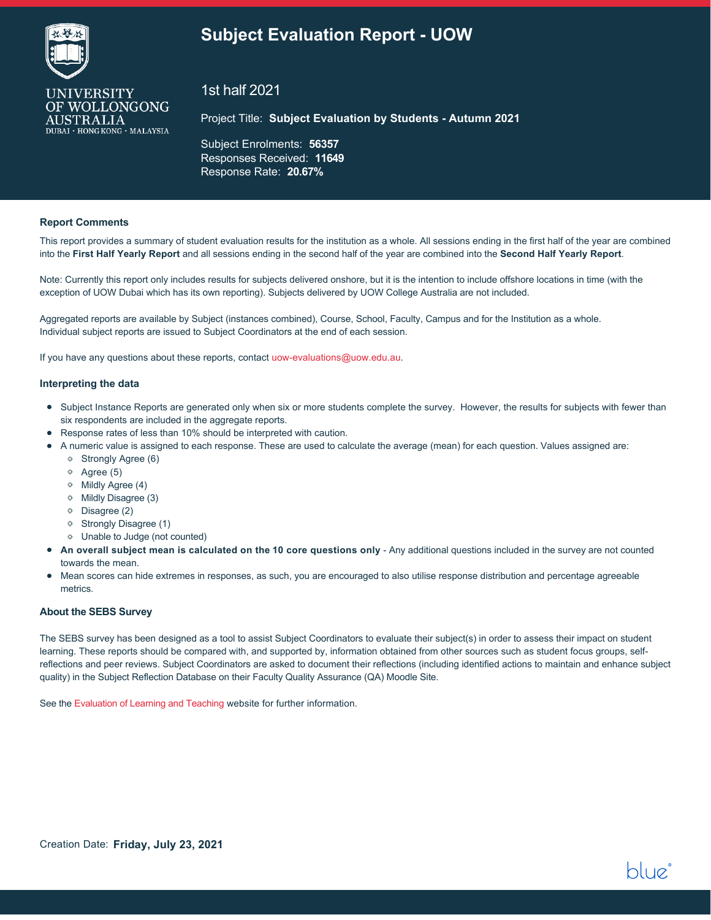UNIVERSITY OF WOLLONGONG AUSTRALIA
DUBAI · HONG KONG · MALAYSIA

# Subject Evaluation Report - UOW

1st half 2021

Project Title: **Subject Evaluation by Students - Autumn 2021**

Subject Enrolments: **56357**
Responses Received: **11649**
Response Rate: **20.67%**

### Report Comments

This report provides a summary of student evaluation results for the institution as a whole. All sessions ending in the first half of the year are combined into the **First Half Yearly Report** and all sessions ending in the second half of the year are combined into the **Second Half Yearly Report**.

Note: Currently this report only includes results for subjects delivered onshore, but it is the intention to include offshore locations in time (with the exception of UOW Dubai which has its own reporting). Subjects delivered by UOW College Australia are not included.

Aggregated reports are available by Subject (instances combined), Course, School, Faculty, Campus and for the Institution as a whole.
Individual subject reports are issued to Subject Coordinators at the end of each session.

If you have any questions about these reports, contact uow-evaluations@uow.edu.au.

### Interpreting the data

- Subject Instance Reports are generated only when six or more students complete the survey. However, the results for subjects with fewer than six respondents are included in the aggregate reports.
- Response rates of less than 10% should be interpreted with caution.
- A numeric value is assigned to each response. These are used to calculate the average (mean) for each question. Values assigned are:
  - Strongly Agree (6)
  - Agree (5)
  - Mildly Agree (4)
  - Mildly Disagree (3)
  - Disagree (2)
  - Strongly Disagree (1)
  - Unable to Judge (not counted)
- **An overall subject mean is calculated on the 10 core questions only** - Any additional questions included in the survey are not counted towards the mean.
- Mean scores can hide extremes in responses, as such, you are encouraged to also utilise response distribution and percentage agreeable metrics.

### About the SEBS Survey

The SEBS survey has been designed as a tool to assist Subject Coordinators to evaluate their subject(s) in order to assess their impact on student learning. These reports should be compared with, and supported by, information obtained from other sources such as student focus groups, self-reflections and peer reviews. Subject Coordinators are asked to document their reflections (including identified actions to maintain and enhance subject quality) in the Subject Reflection Database on their Faculty Quality Assurance (QA) Moodle Site.

See the Evaluation of Learning and Teaching website for further information.

Creation Date: **Friday, July 23, 2021**

blue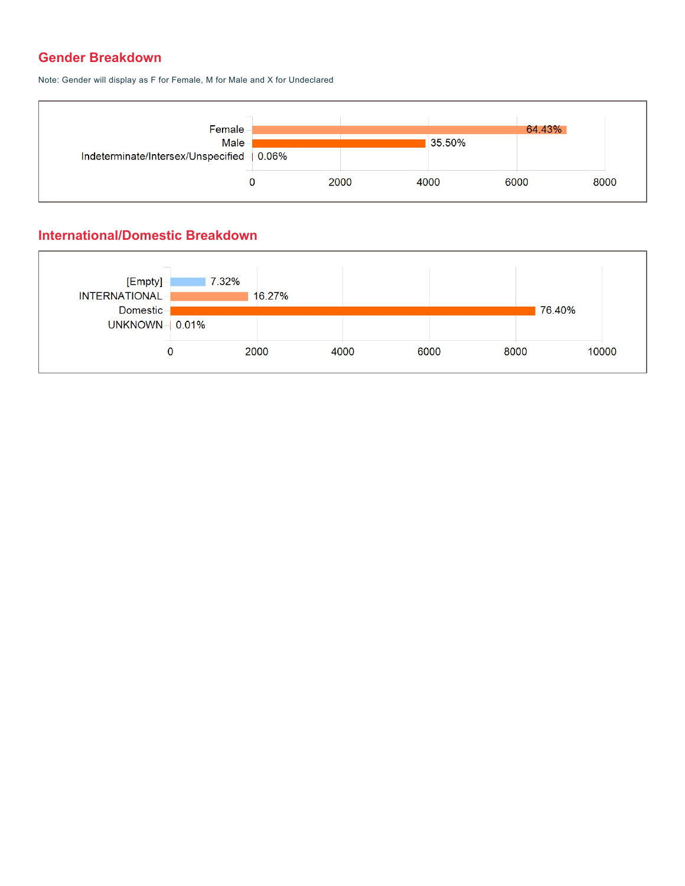## Gender Breakdown

Note: Gender will display as F for Female, M for Male and X for Undeclared

| Gender | Percentage |
|---|---|
| Female | 64.43% |
| Male | 35.50% |
| Indeterminate/Intersex/Unspecified | 0.06% |

## International/Domestic Breakdown

| Category | Percentage |
|---|---|
| [Empty] | 7.32% |
| INTERNATIONAL | 16.27% |
| Domestic | 76.40% |
| UNKNOWN | 0.01% |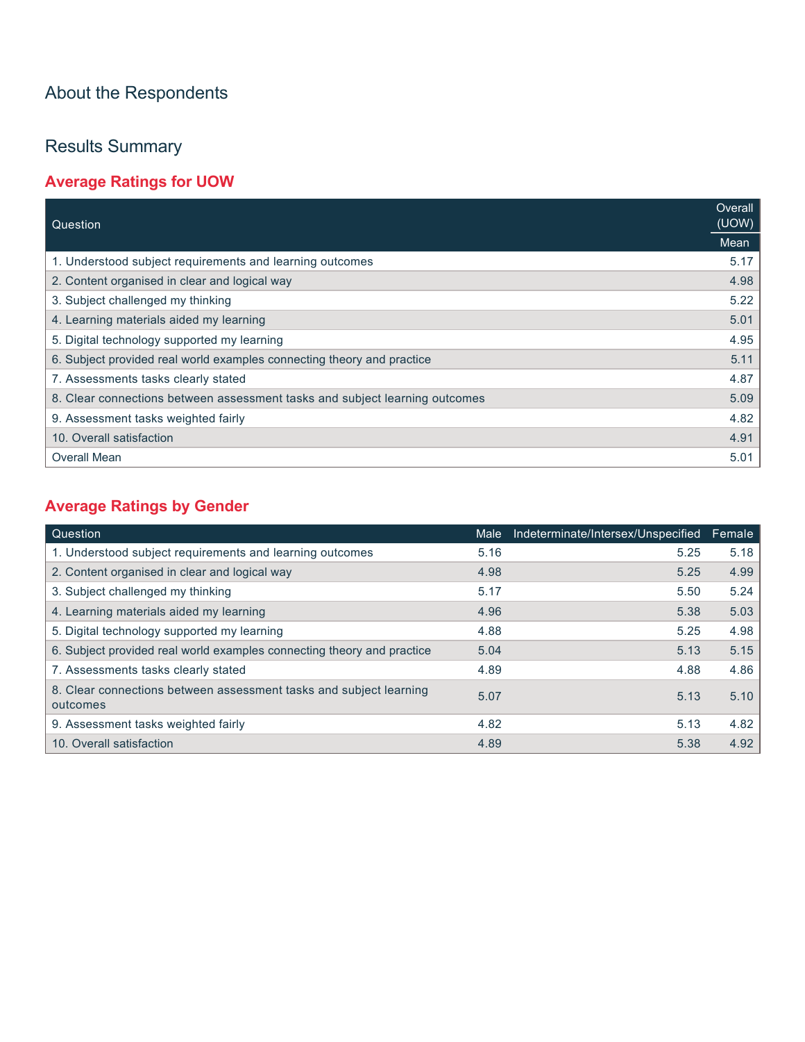## About the Respondents

## Results Summary

### Average Ratings for UOW

| Question | Overall (UOW) |
|---|---|
| | Mean |
| 1. Understood subject requirements and learning outcomes | 5.17 |
| 2. Content organised in clear and logical way | 4.98 |
| 3. Subject challenged my thinking | 5.22 |
| 4. Learning materials aided my learning | 5.01 |
| 5. Digital technology supported my learning | 4.95 |
| 6. Subject provided real world examples connecting theory and practice | 5.11 |
| 7. Assessments tasks clearly stated | 4.87 |
| 8. Clear connections between assessment tasks and subject learning outcomes | 5.09 |
| 9. Assessment tasks weighted fairly | 4.82 |
| 10. Overall satisfaction | 4.91 |
| Overall Mean | 5.01 |

### Average Ratings by Gender

| Question | Male | Indeterminate/Intersex/Unspecified | Female |
|---|---|---|---|
| 1. Understood subject requirements and learning outcomes | 5.16 | 5.25 | 5.18 |
| 2. Content organised in clear and logical way | 4.98 | 5.25 | 4.99 |
| 3. Subject challenged my thinking | 5.17 | 5.50 | 5.24 |
| 4. Learning materials aided my learning | 4.96 | 5.38 | 5.03 |
| 5. Digital technology supported my learning | 4.88 | 5.25 | 4.98 |
| 6. Subject provided real world examples connecting theory and practice | 5.04 | 5.13 | 5.15 |
| 7. Assessments tasks clearly stated | 4.89 | 4.88 | 4.86 |
| 8. Clear connections between assessment tasks and subject learning outcomes | 5.07 | 5.13 | 5.10 |
| 9. Assessment tasks weighted fairly | 4.82 | 5.13 | 4.82 |
| 10. Overall satisfaction | 4.89 | 5.38 | 4.92 |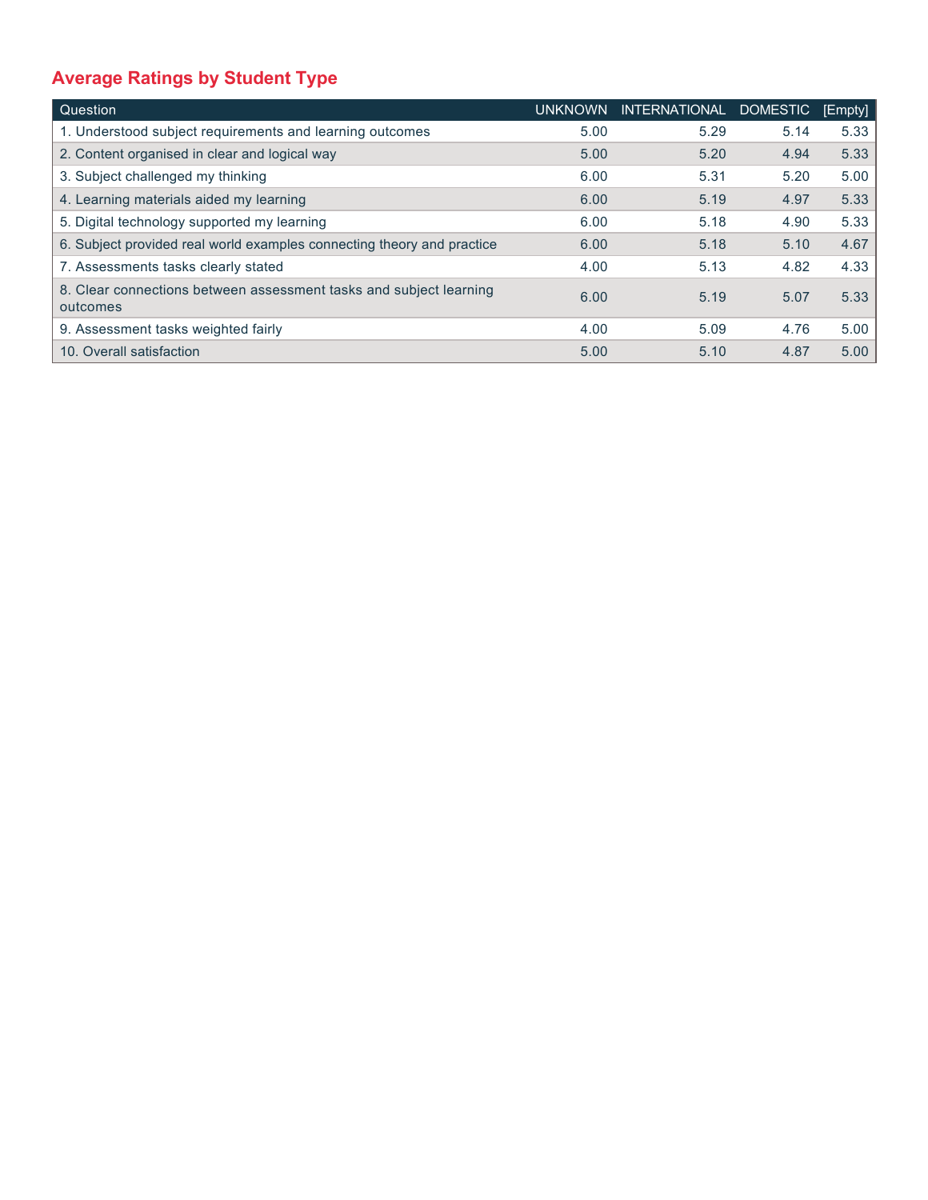## Average Ratings by Student Type

| Question | UNKNOWN | INTERNATIONAL | DOMESTIC | [Empty] |
|---|---|---|---|---|
| 1. Understood subject requirements and learning outcomes | 5.00 | 5.29 | 5.14 | 5.33 |
| 2. Content organised in clear and logical way | 5.00 | 5.20 | 4.94 | 5.33 |
| 3. Subject challenged my thinking | 6.00 | 5.31 | 5.20 | 5.00 |
| 4. Learning materials aided my learning | 6.00 | 5.19 | 4.97 | 5.33 |
| 5. Digital technology supported my learning | 6.00 | 5.18 | 4.90 | 5.33 |
| 6. Subject provided real world examples connecting theory and practice | 6.00 | 5.18 | 5.10 | 4.67 |
| 7. Assessments tasks clearly stated | 4.00 | 5.13 | 4.82 | 4.33 |
| 8. Clear connections between assessment tasks and subject learning outcomes | 6.00 | 5.19 | 5.07 | 5.33 |
| 9. Assessment tasks weighted fairly | 4.00 | 5.09 | 4.76 | 5.00 |
| 10. Overall satisfaction | 5.00 | 5.10 | 4.87 | 5.00 |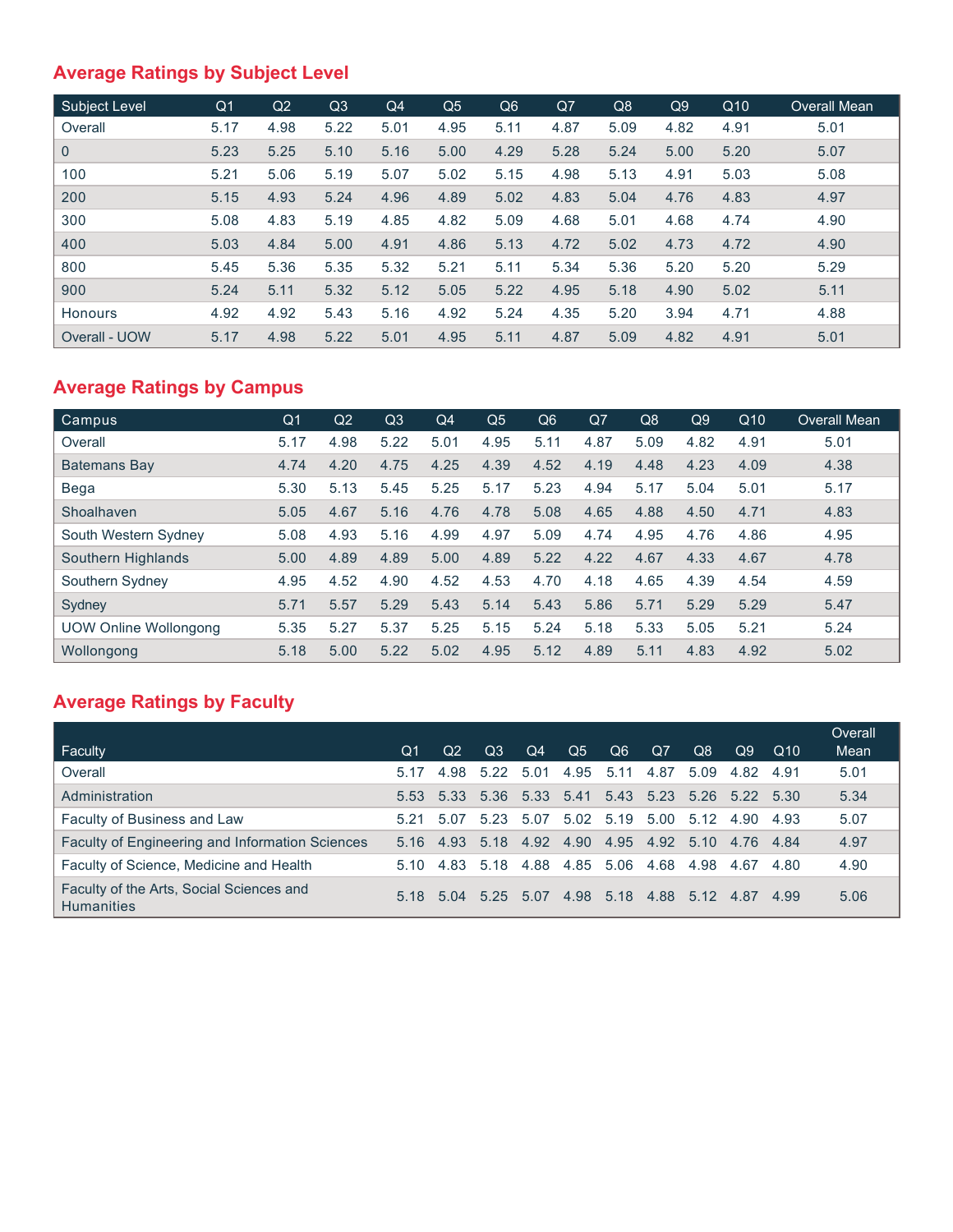## Average Ratings by Subject Level

| Subject Level | Q1 | Q2 | Q3 | Q4 | Q5 | Q6 | Q7 | Q8 | Q9 | Q10 | Overall Mean |
|---|---|---|---|---|---|---|---|---|---|---|---|
| Overall | 5.17 | 4.98 | 5.22 | 5.01 | 4.95 | 5.11 | 4.87 | 5.09 | 4.82 | 4.91 | 5.01 |
| 0 | 5.23 | 5.25 | 5.10 | 5.16 | 5.00 | 4.29 | 5.28 | 5.24 | 5.00 | 5.20 | 5.07 |
| 100 | 5.21 | 5.06 | 5.19 | 5.07 | 5.02 | 5.15 | 4.98 | 5.13 | 4.91 | 5.03 | 5.08 |
| 200 | 5.15 | 4.93 | 5.24 | 4.96 | 4.89 | 5.02 | 4.83 | 5.04 | 4.76 | 4.83 | 4.97 |
| 300 | 5.08 | 4.83 | 5.19 | 4.85 | 4.82 | 5.09 | 4.68 | 5.01 | 4.68 | 4.74 | 4.90 |
| 400 | 5.03 | 4.84 | 5.00 | 4.91 | 4.86 | 5.13 | 4.72 | 5.02 | 4.73 | 4.72 | 4.90 |
| 800 | 5.45 | 5.36 | 5.35 | 5.32 | 5.21 | 5.11 | 5.34 | 5.36 | 5.20 | 5.20 | 5.29 |
| 900 | 5.24 | 5.11 | 5.32 | 5.12 | 5.05 | 5.22 | 4.95 | 5.18 | 4.90 | 5.02 | 5.11 |
| Honours | 4.92 | 4.92 | 5.43 | 5.16 | 4.92 | 5.24 | 4.35 | 5.20 | 3.94 | 4.71 | 4.88 |
| Overall - UOW | 5.17 | 4.98 | 5.22 | 5.01 | 4.95 | 5.11 | 4.87 | 5.09 | 4.82 | 4.91 | 5.01 |

## Average Ratings by Campus

| Campus | Q1 | Q2 | Q3 | Q4 | Q5 | Q6 | Q7 | Q8 | Q9 | Q10 | Overall Mean |
|---|---|---|---|---|---|---|---|---|---|---|---|
| Overall | 5.17 | 4.98 | 5.22 | 5.01 | 4.95 | 5.11 | 4.87 | 5.09 | 4.82 | 4.91 | 5.01 |
| Batemans Bay | 4.74 | 4.20 | 4.75 | 4.25 | 4.39 | 4.52 | 4.19 | 4.48 | 4.23 | 4.09 | 4.38 |
| Bega | 5.30 | 5.13 | 5.45 | 5.25 | 5.17 | 5.23 | 4.94 | 5.17 | 5.04 | 5.01 | 5.17 |
| Shoalhaven | 5.05 | 4.67 | 5.16 | 4.76 | 4.78 | 5.08 | 4.65 | 4.88 | 4.50 | 4.71 | 4.83 |
| South Western Sydney | 5.08 | 4.93 | 5.16 | 4.99 | 4.97 | 5.09 | 4.74 | 4.95 | 4.76 | 4.86 | 4.95 |
| Southern Highlands | 5.00 | 4.89 | 4.89 | 5.00 | 4.89 | 5.22 | 4.22 | 4.67 | 4.33 | 4.67 | 4.78 |
| Southern Sydney | 4.95 | 4.52 | 4.90 | 4.52 | 4.53 | 4.70 | 4.18 | 4.65 | 4.39 | 4.54 | 4.59 |
| Sydney | 5.71 | 5.57 | 5.29 | 5.43 | 5.14 | 5.43 | 5.86 | 5.71 | 5.29 | 5.29 | 5.47 |
| UOW Online Wollongong | 5.35 | 5.27 | 5.37 | 5.25 | 5.15 | 5.24 | 5.18 | 5.33 | 5.05 | 5.21 | 5.24 |
| Wollongong | 5.18 | 5.00 | 5.22 | 5.02 | 4.95 | 5.12 | 4.89 | 5.11 | 4.83 | 4.92 | 5.02 |

## Average Ratings by Faculty

| Faculty | Q1 | Q2 | Q3 | Q4 | Q5 | Q6 | Q7 | Q8 | Q9 | Q10 | Overall Mean |
|---|---|---|---|---|---|---|---|---|---|---|---|
| Overall | 5.17 | 4.98 | 5.22 | 5.01 | 4.95 | 5.11 | 4.87 | 5.09 | 4.82 | 4.91 | 5.01 |
| Administration | 5.53 | 5.33 | 5.36 | 5.33 | 5.41 | 5.43 | 5.23 | 5.26 | 5.22 | 5.30 | 5.34 |
| Faculty of Business and Law | 5.21 | 5.07 | 5.23 | 5.07 | 5.02 | 5.19 | 5.00 | 5.12 | 4.90 | 4.93 | 5.07 |
| Faculty of Engineering and Information Sciences | 5.16 | 4.93 | 5.18 | 4.92 | 4.90 | 4.95 | 4.92 | 5.10 | 4.76 | 4.84 | 4.97 |
| Faculty of Science, Medicine and Health | 5.10 | 4.83 | 5.18 | 4.88 | 4.85 | 5.06 | 4.68 | 4.98 | 4.67 | 4.80 | 4.90 |
| Faculty of the Arts, Social Sciences and Humanities | 5.18 | 5.04 | 5.25 | 5.07 | 4.98 | 5.18 | 4.88 | 5.12 | 4.87 | 4.99 | 5.06 |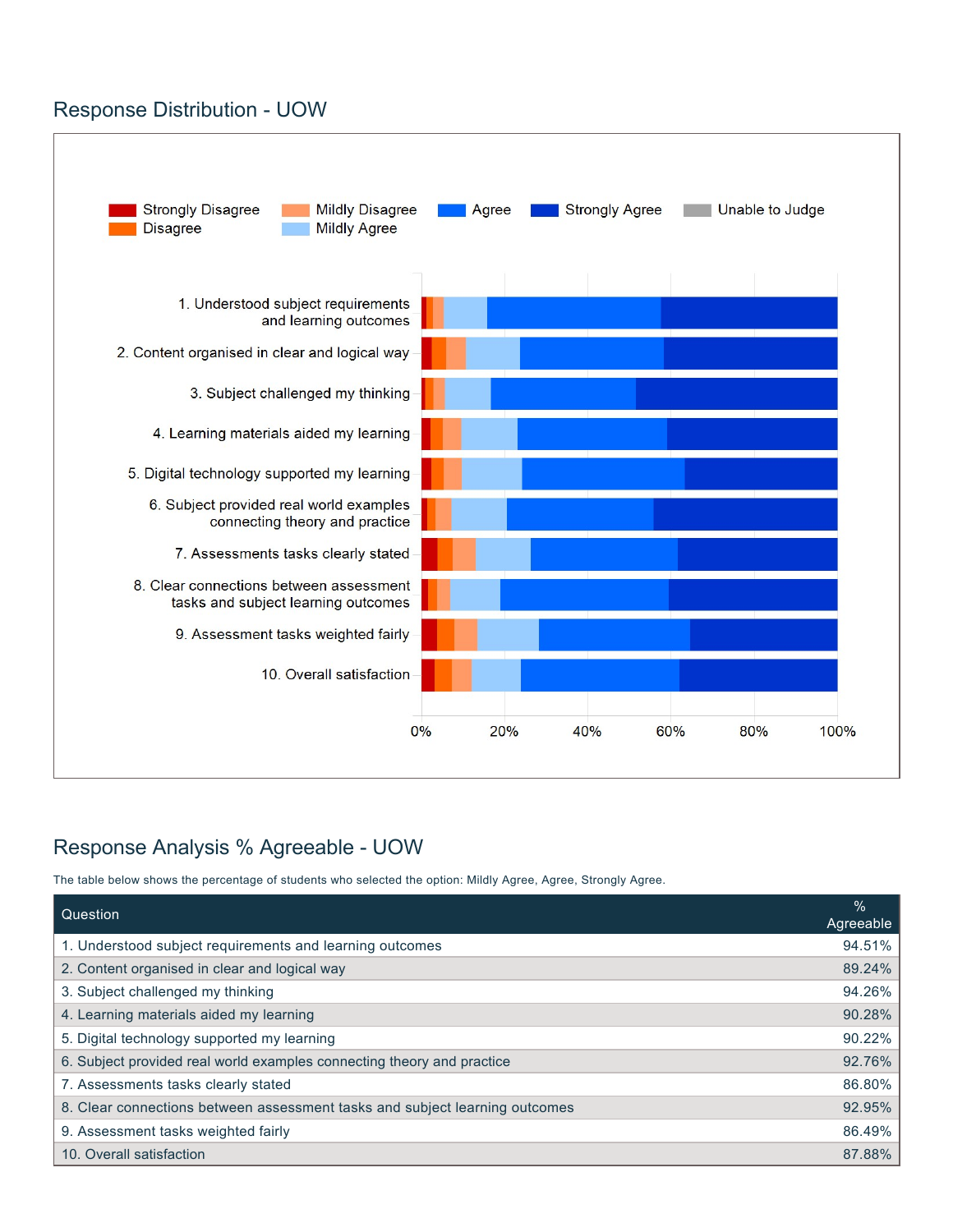## Response Distribution - UOW

## Response Analysis % Agreeable - UOW

The table below shows the percentage of students who selected the option: Mildly Agree, Agree, Strongly Agree.

| Question | % Agreeable |
| --- | --- |
| 1. Understood subject requirements and learning outcomes | 94.51% |
| 2. Content organised in clear and logical way | 89.24% |
| 3. Subject challenged my thinking | 94.26% |
| 4. Learning materials aided my learning | 90.28% |
| 5. Digital technology supported my learning | 90.22% |
| 6. Subject provided real world examples connecting theory and practice | 92.76% |
| 7. Assessments tasks clearly stated | 86.80% |
| 8. Clear connections between assessment tasks and subject learning outcomes | 92.95% |
| 9. Assessment tasks weighted fairly | 86.49% |
| 10. Overall satisfaction | 87.88% |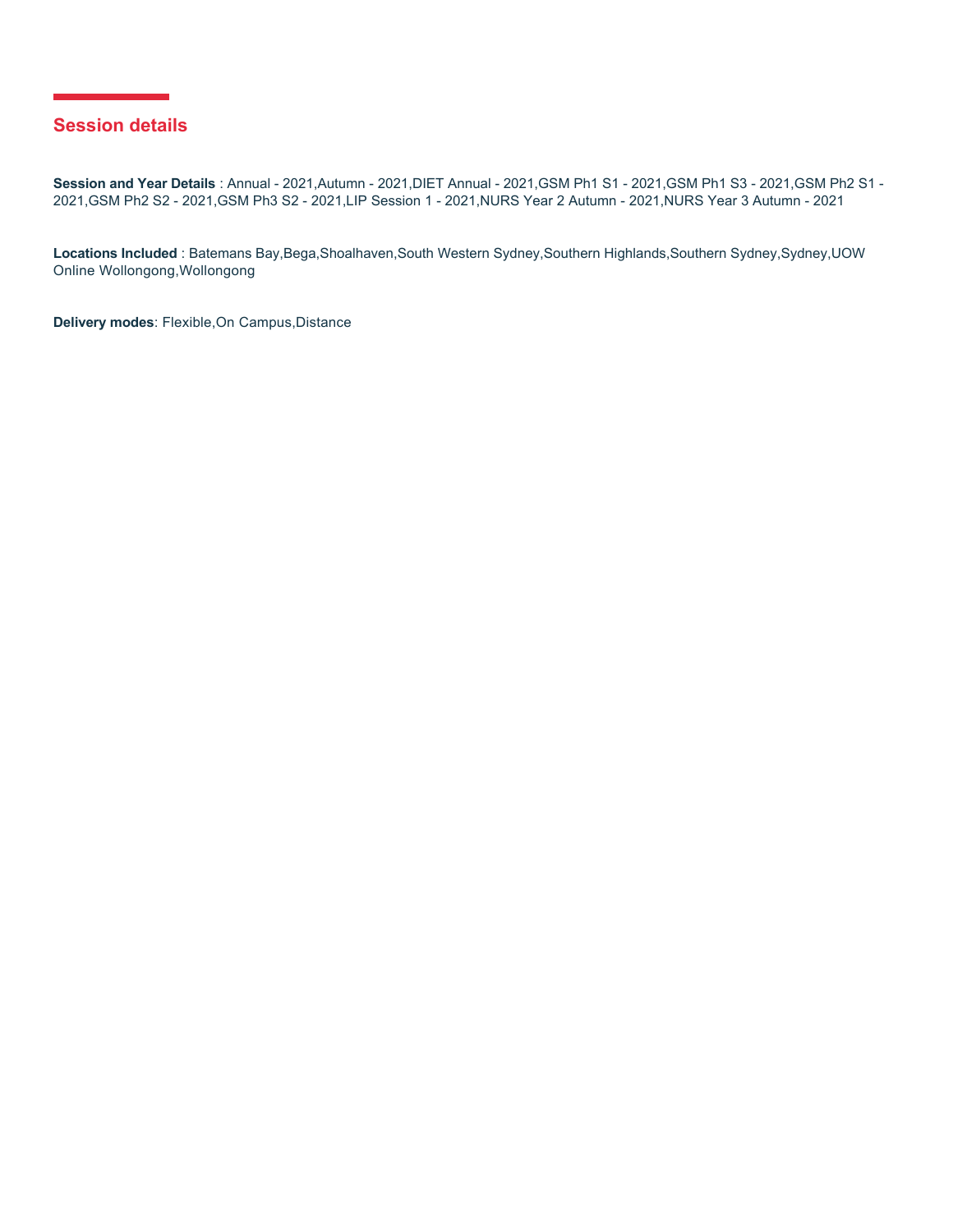## Session details

**Session and Year Details** : Annual - 2021,Autumn - 2021,DIET Annual - 2021,GSM Ph1 S1 - 2021,GSM Ph1 S3 - 2021,GSM Ph2 S1 - 2021,GSM Ph2 S2 - 2021,GSM Ph3 S2 - 2021,LIP Session 1 - 2021,NURS Year 2 Autumn - 2021,NURS Year 3 Autumn - 2021

**Locations Included** : Batemans Bay,Bega,Shoalhaven,South Western Sydney,Southern Highlands,Southern Sydney,Sydney,UOW Online Wollongong,Wollongong

**Delivery modes**: Flexible,On Campus,Distance